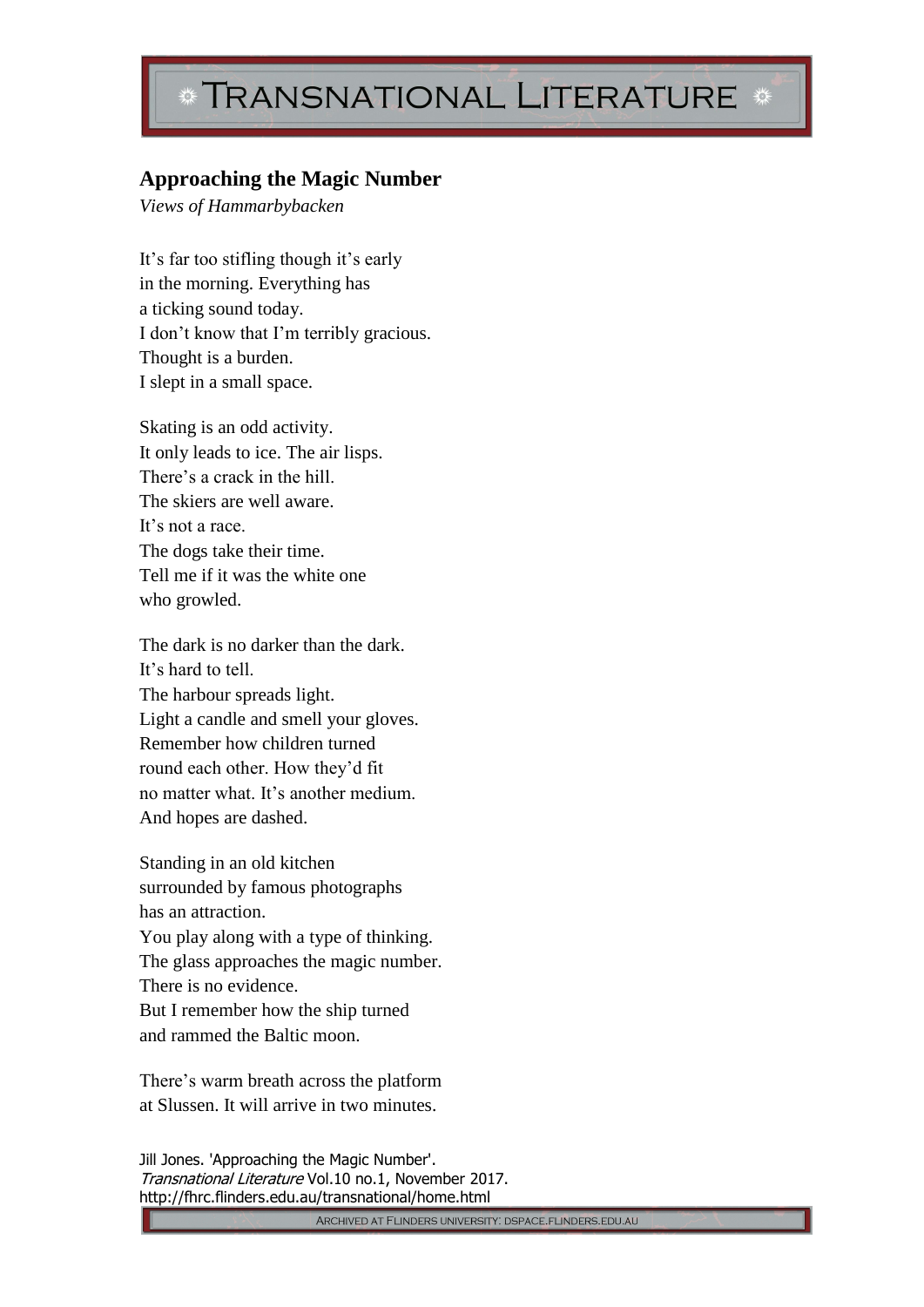## Approaching the Magic Number

*Views of Hammarbybacken*

It's far too stifling though it's early  
in the morning. Everything has  
a ticking sound today.  
I don't know that I'm terribly gracious.  
Thought is a burden.  
I slept in a small space.

Skating is an odd activity.  
It only leads to ice. The air lisps.  
There's a crack in the hill.  
The skiers are well aware.  
It's not a race.  
The dogs take their time.  
Tell me if it was the white one  
who growled.

The dark is no darker than the dark.  
It's hard to tell.  
The harbour spreads light.  
Light a candle and smell your gloves.  
Remember how children turned  
round each other. How they'd fit  
no matter what. It's another medium.  
And hopes are dashed.

Standing in an old kitchen  
surrounded by famous photographs  
has an attraction.  
You play along with a type of thinking.  
The glass approaches the magic number.  
There is no evidence.  
But I remember how the ship turned  
and rammed the Baltic moon.

There's warm breath across the platform  
at Slussen. It will arrive in two minutes.

Jill Jones. 'Approaching the Magic Number'.  
*Transnational Literature* Vol.10 no.1, November 2017.  
http://fhrc.flinders.edu.au/transnational/home.html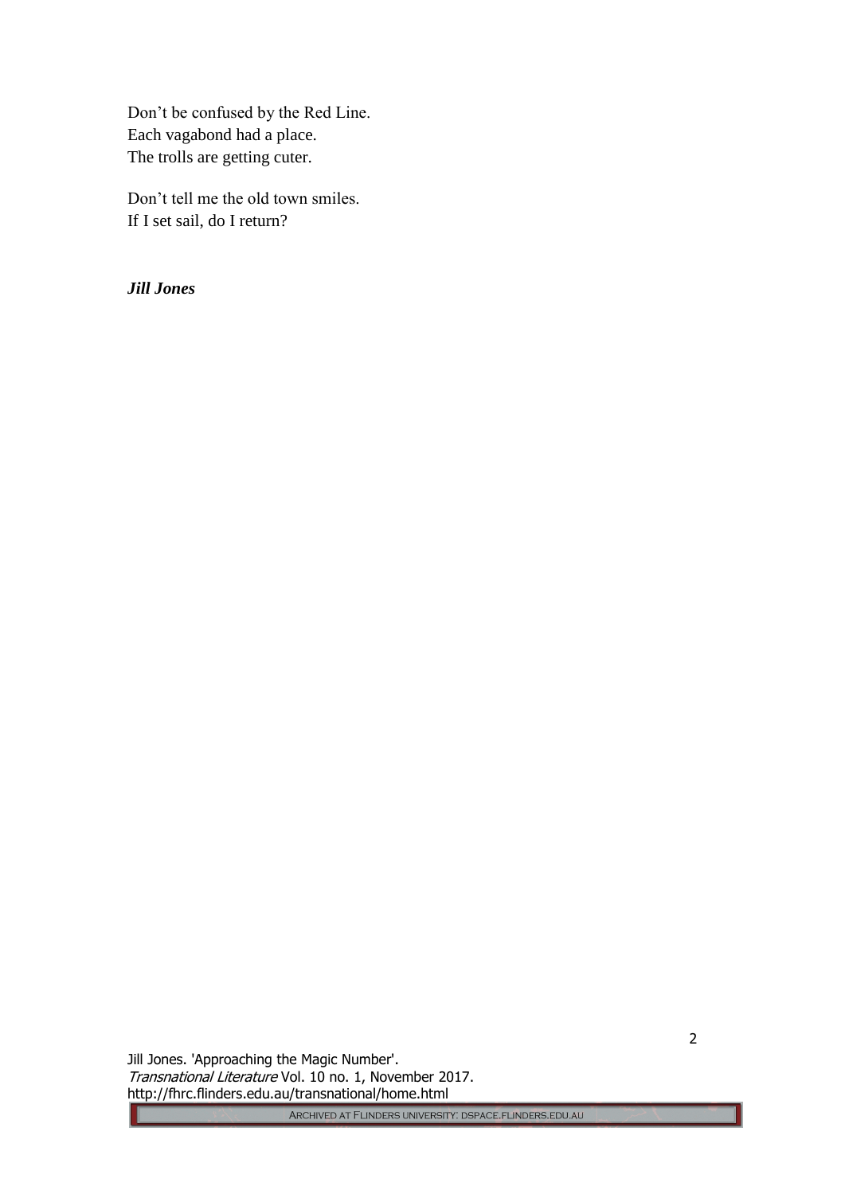Don't be confused by the Red Line.
Each vagabond had a place.
The trolls are getting cuter.

Don't tell me the old town smiles.
If I set sail, do I return?

***Jill Jones***